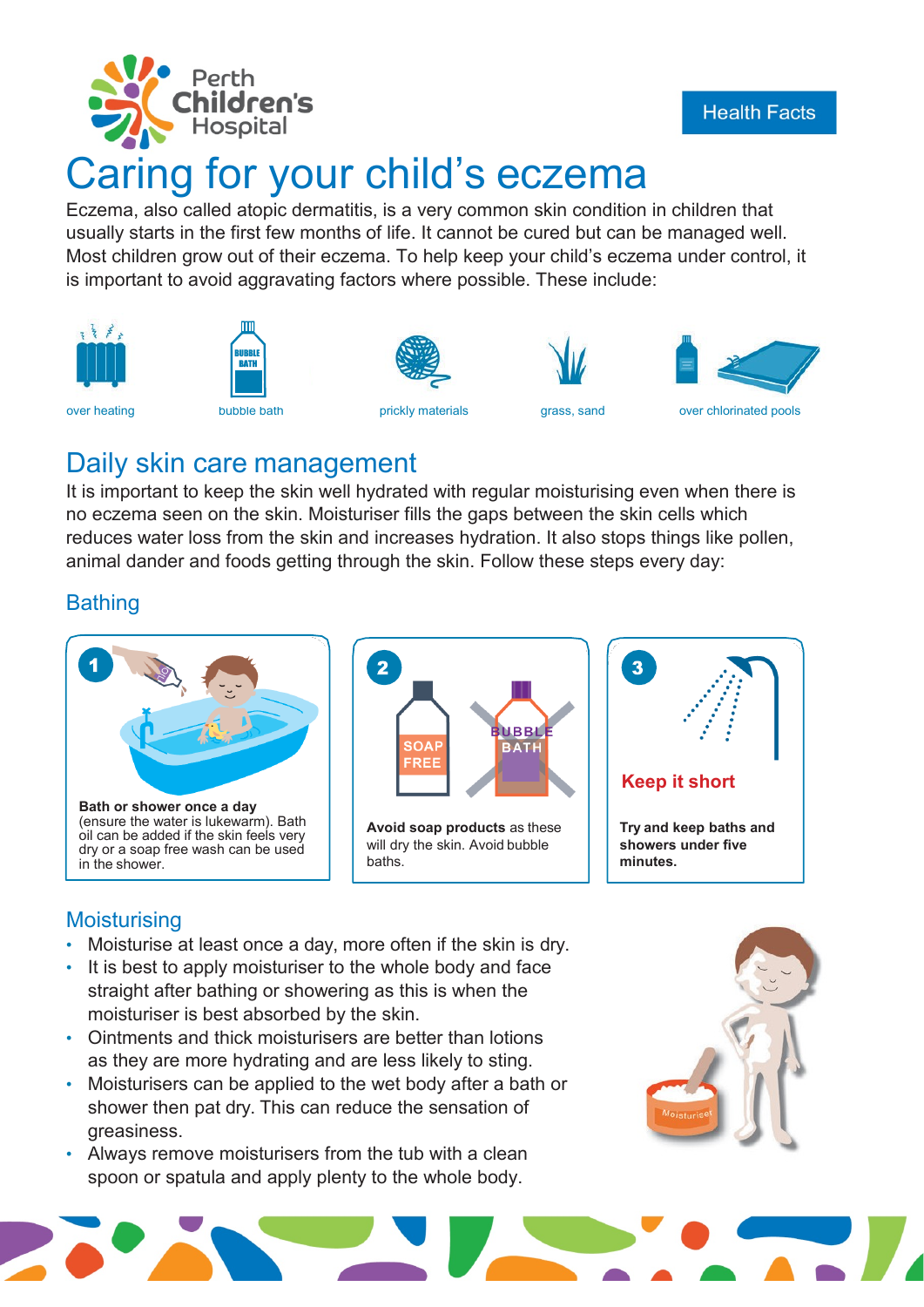Perth Children's Hospital

Health Facts

# Caring for your child's eczema

Eczema, also called atopic dermatitis, is a very common skin condition in children that usually starts in the first few months of life. It cannot be cured but can be managed well. Most children grow out of their eczema. To help keep your child's eczema under control, it is important to avoid aggravating factors where possible. These include:

- over heating
- bubble bath
- prickly materials
- grass, sand
- over chlorinated pools

## Daily skin care management

It is important to keep the skin well hydrated with regular moisturising even when there is no eczema seen on the skin. Moisturiser fills the gaps between the skin cells which reduces water loss from the skin and increases hydration. It also stops things like pollen, animal dander and foods getting through the skin. Follow these steps every day:

### Bathing

**1**

**Bath or shower once a day** (ensure the water is lukewarm). Bath oil can be added if the skin feels very dry or a soap free wash can be used in the shower.

**2**

SOAP FREE

BUBBLE BATH

**Avoid soap products** as these will dry the skin. Avoid bubble baths.

**3**

**Keep it short**

**Try and keep baths and showers under five minutes.**

### Moisturising

- Moisturise at least once a day, more often if the skin is dry.
- It is best to apply moisturiser to the whole body and face straight after bathing or showering as this is when the moisturiser is best absorbed by the skin.
- Ointments and thick moisturisers are better than lotions as they are more hydrating and are less likely to sting.
- Moisturisers can be applied to the wet body after a bath or shower then pat dry. This can reduce the sensation of greasiness.
- Always remove moisturisers from the tub with a clean spoon or spatula and apply plenty to the whole body.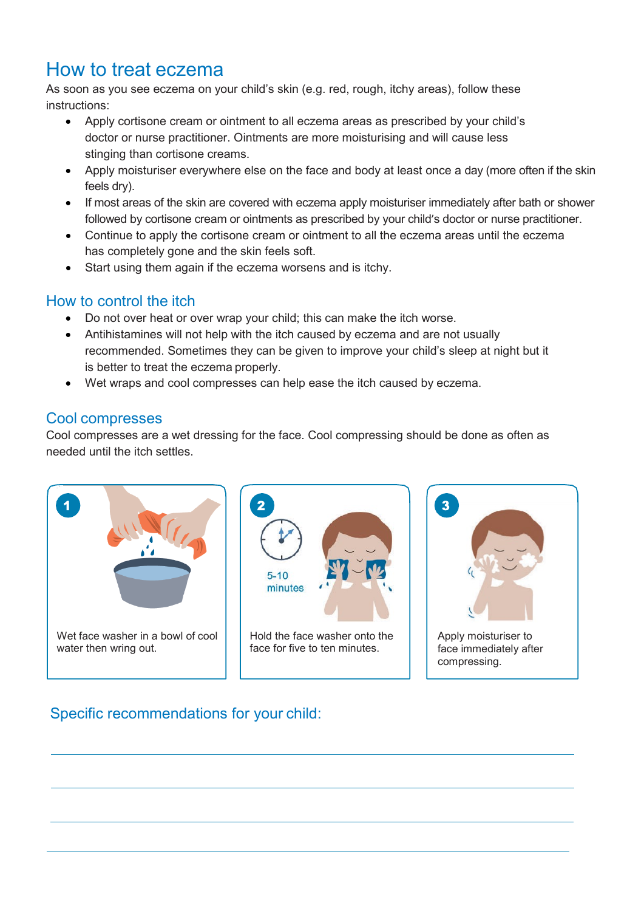## How to treat eczema

As soon as you see eczema on your child's skin (e.g. red, rough, itchy areas), follow these instructions:

- Apply cortisone cream or ointment to all eczema areas as prescribed by your child's doctor or nurse practitioner. Ointments are more moisturising and will cause less stinging than cortisone creams.
- Apply moisturiser everywhere else on the face and body at least once a day (more often if the skin feels dry).
- If most areas of the skin are covered with eczema apply moisturiser immediately after bath or shower followed by cortisone cream or ointments as prescribed by your child's doctor or nurse practitioner.
- Continue to apply the cortisone cream or ointment to all the eczema areas until the eczema has completely gone and the skin feels soft.
- Start using them again if the eczema worsens and is itchy.

## How to control the itch

- Do not over heat or over wrap your child; this can make the itch worse.
- Antihistamines will not help with the itch caused by eczema and are not usually recommended. Sometimes they can be given to improve your child's sleep at night but it is better to treat the eczema properly.
- Wet wraps and cool compresses can help ease the itch caused by eczema.

## Cool compresses

Cool compresses are a wet dressing for the face. Cool compressing should be done as often as needed until the itch settles.

1. Wet face washer in a bowl of cool water then wring out.
2. 5-10 minutes — Hold the face washer onto the face for five to ten minutes.
3. Apply moisturiser to face immediately after compressing.

## Specific recommendations for your child:

\_\_\_\_\_\_\_\_\_\_\_\_\_\_\_\_\_\_\_\_\_\_\_\_\_\_\_\_\_\_\_\_\_\_\_\_\_\_\_\_

\_\_\_\_\_\_\_\_\_\_\_\_\_\_\_\_\_\_\_\_\_\_\_\_\_\_\_\_\_\_\_\_\_\_\_\_\_\_\_\_

\_\_\_\_\_\_\_\_\_\_\_\_\_\_\_\_\_\_\_\_\_\_\_\_\_\_\_\_\_\_\_\_\_\_\_\_\_\_\_\_

\_\_\_\_\_\_\_\_\_\_\_\_\_\_\_\_\_\_\_\_\_\_\_\_\_\_\_\_\_\_\_\_\_\_\_\_\_\_\_\_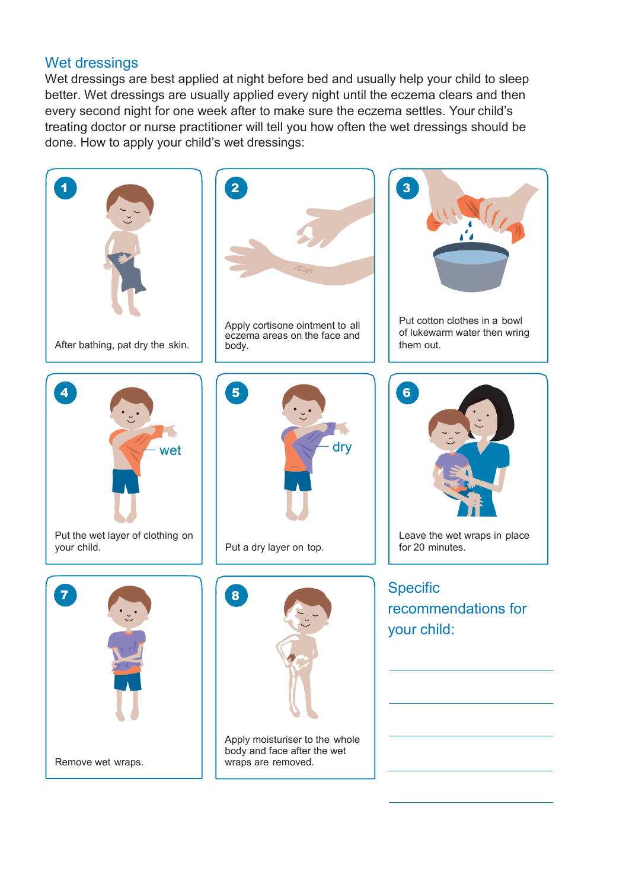## Wet dressings

Wet dressings are best applied at night before bed and usually help your child to sleep better. Wet dressings are usually applied every night until the eczema clears and then every second night for one week after to make sure the eczema settles. Your child's treating doctor or nurse practitioner will tell you how often the wet dressings should be done. How to apply your child's wet dressings:

1. After bathing, pat dry the skin.
2. Apply cortisone ointment to all eczema areas on the face and body.
3. Put cotton clothes in a bowl of lukewarm water then wring them out.
4. Put the wet layer of clothing on your child.
5. Put a dry layer on top.
6. Leave the wet wraps in place for 20 minutes.
7. Remove wet wraps.
8. Apply moisturiser to the whole body and face after the wet wraps are removed.

## Specific recommendations for your child:

_______________

_______________

_______________

_______________

_______________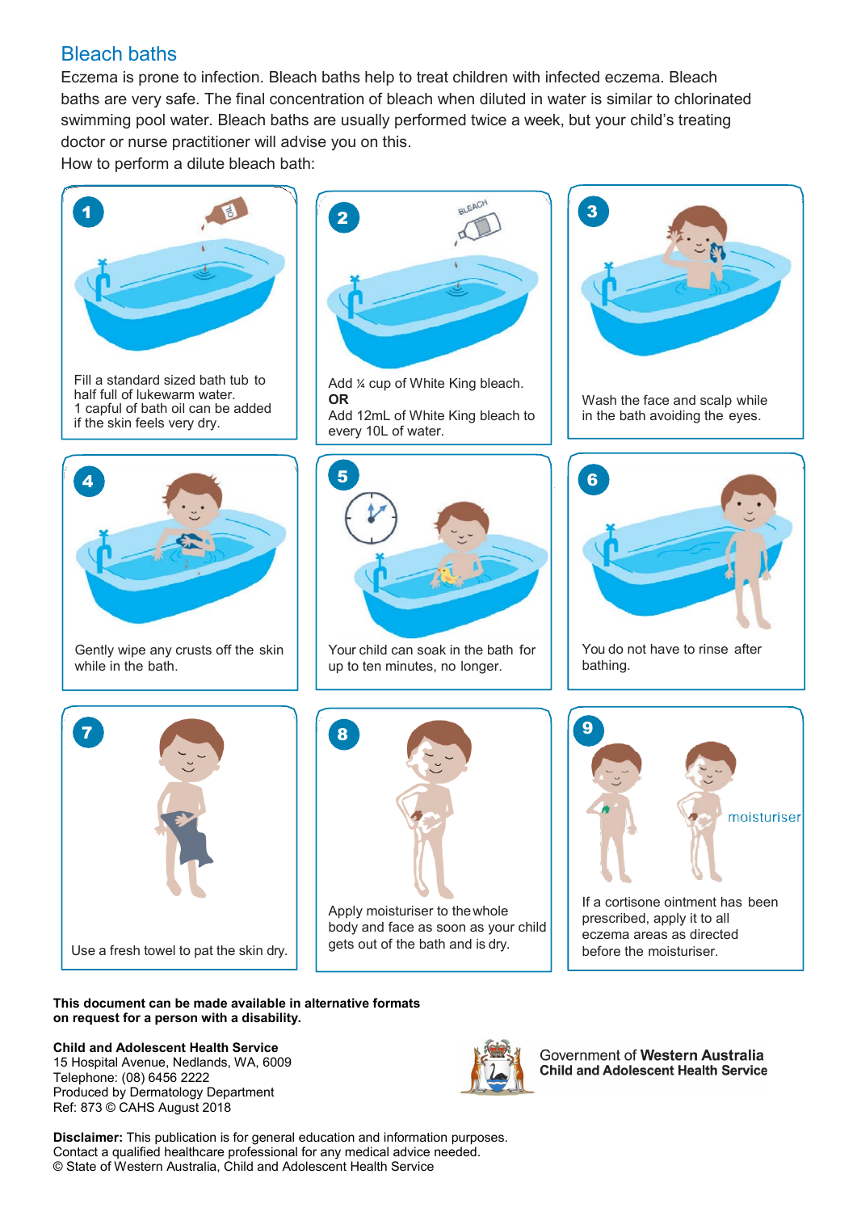## Bleach baths

Eczema is prone to infection. Bleach baths help to treat children with infected eczema. Bleach baths are very safe. The final concentration of bleach when diluted in water is similar to chlorinated swimming pool water. Bleach baths are usually performed twice a week, but your child's treating doctor or nurse practitioner will advise you on this.

How to perform a dilute bleach bath:

1. Fill a standard sized bath tub to half full of lukewarm water.
   1 capful of bath oil can be added if the skin feels very dry.
2. Add ¼ cup of White King bleach.
   **OR**
   Add 12mL of White King bleach to every 10L of water.
3. Wash the face and scalp while in the bath avoiding the eyes.
4. Gently wipe any crusts off the skin while in the bath.
5. Your child can soak in the bath for up to ten minutes, no longer.
6. You do not have to rinse after bathing.
7. Use a fresh towel to pat the skin dry.
8. Apply moisturiser to the whole body and face as soon as your child gets out of the bath and is dry.
9. If a cortisone ointment has been prescribed, apply it to all eczema areas as directed before the moisturiser.

**This document can be made available in alternative formats on request for a person with a disability.**

**Child and Adolescent Health Service**
15 Hospital Avenue, Nedlands, WA, 6009
Telephone: (08) 6456 2222
Produced by Dermatology Department
Ref: 873 © CAHS August 2018

Government of **Western Australia**
**Child and Adolescent Health Service**

**Disclaimer:** This publication is for general education and information purposes. Contact a qualified healthcare professional for any medical advice needed.
© State of Western Australia, Child and Adolescent Health Service